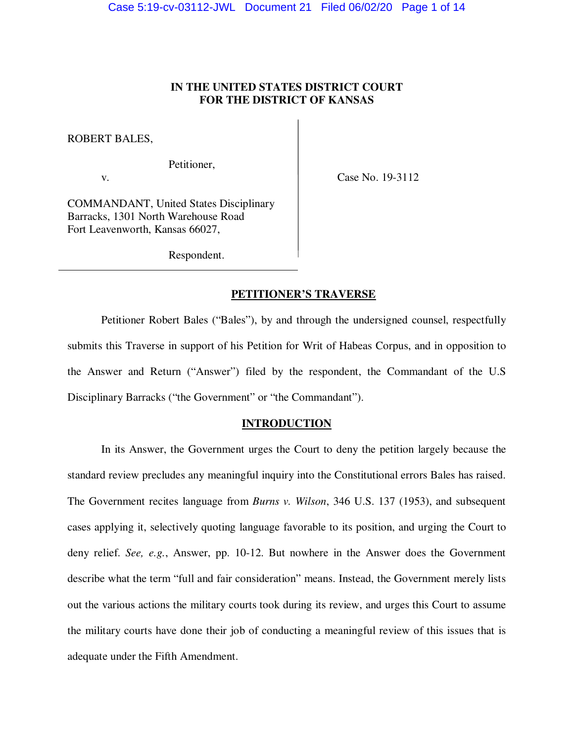**IN THE UNITED STATES DISTRICT COURT**
**FOR THE DISTRICT OF KANSAS**

ROBERT BALES,

Petitioner,

v.

COMMANDANT, United States Disciplinary Barracks, 1301 North Warehouse Road Fort Leavenworth, Kansas 66027,

Respondent.

Case No. 19-3112

## PETITIONER'S TRAVERSE

Petitioner Robert Bales ("Bales"), by and through the undersigned counsel, respectfully submits this Traverse in support of his Petition for Writ of Habeas Corpus, and in opposition to the Answer and Return ("Answer") filed by the respondent, the Commandant of the U.S Disciplinary Barracks ("the Government" or "the Commandant").

## INTRODUCTION

In its Answer, the Government urges the Court to deny the petition largely because the standard review precludes any meaningful inquiry into the Constitutional errors Bales has raised. The Government recites language from *Burns v. Wilson*, 346 U.S. 137 (1953), and subsequent cases applying it, selectively quoting language favorable to its position, and urging the Court to deny relief. *See, e.g.*, Answer, pp. 10-12. But nowhere in the Answer does the Government describe what the term "full and fair consideration" means. Instead, the Government merely lists out the various actions the military courts took during its review, and urges this Court to assume the military courts have done their job of conducting a meaningful review of this issues that is adequate under the Fifth Amendment.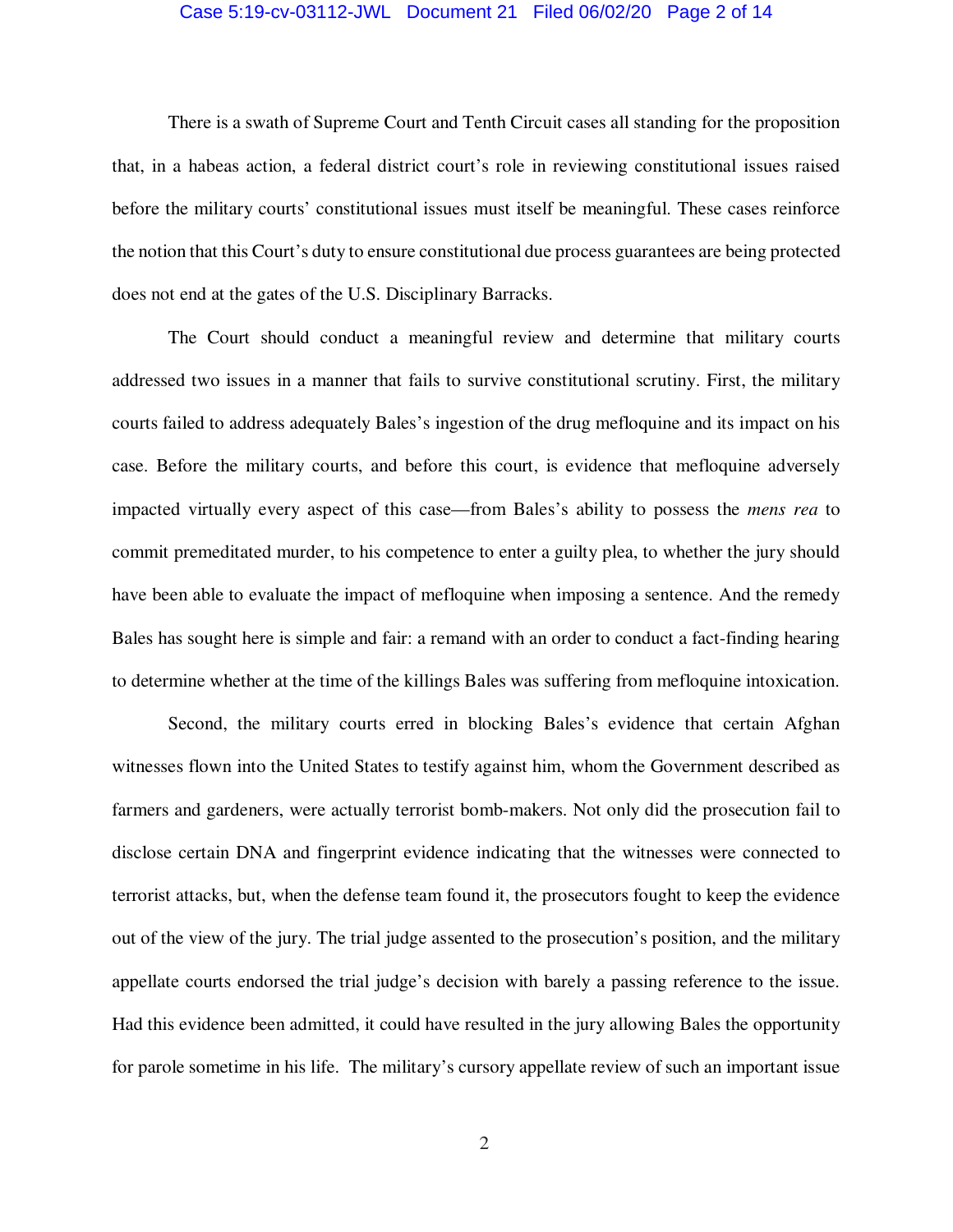There is a swath of Supreme Court and Tenth Circuit cases all standing for the proposition that, in a habeas action, a federal district court's role in reviewing constitutional issues raised before the military courts' constitutional issues must itself be meaningful. These cases reinforce the notion that this Court's duty to ensure constitutional due process guarantees are being protected does not end at the gates of the U.S. Disciplinary Barracks.

The Court should conduct a meaningful review and determine that military courts addressed two issues in a manner that fails to survive constitutional scrutiny. First, the military courts failed to address adequately Bales's ingestion of the drug mefloquine and its impact on his case. Before the military courts, and before this court, is evidence that mefloquine adversely impacted virtually every aspect of this case—from Bales's ability to possess the *mens rea* to commit premeditated murder, to his competence to enter a guilty plea, to whether the jury should have been able to evaluate the impact of mefloquine when imposing a sentence. And the remedy Bales has sought here is simple and fair: a remand with an order to conduct a fact-finding hearing to determine whether at the time of the killings Bales was suffering from mefloquine intoxication.

Second, the military courts erred in blocking Bales's evidence that certain Afghan witnesses flown into the United States to testify against him, whom the Government described as farmers and gardeners, were actually terrorist bomb-makers. Not only did the prosecution fail to disclose certain DNA and fingerprint evidence indicating that the witnesses were connected to terrorist attacks, but, when the defense team found it, the prosecutors fought to keep the evidence out of the view of the jury. The trial judge assented to the prosecution's position, and the military appellate courts endorsed the trial judge's decision with barely a passing reference to the issue. Had this evidence been admitted, it could have resulted in the jury allowing Bales the opportunity for parole sometime in his life. The military's cursory appellate review of such an important issue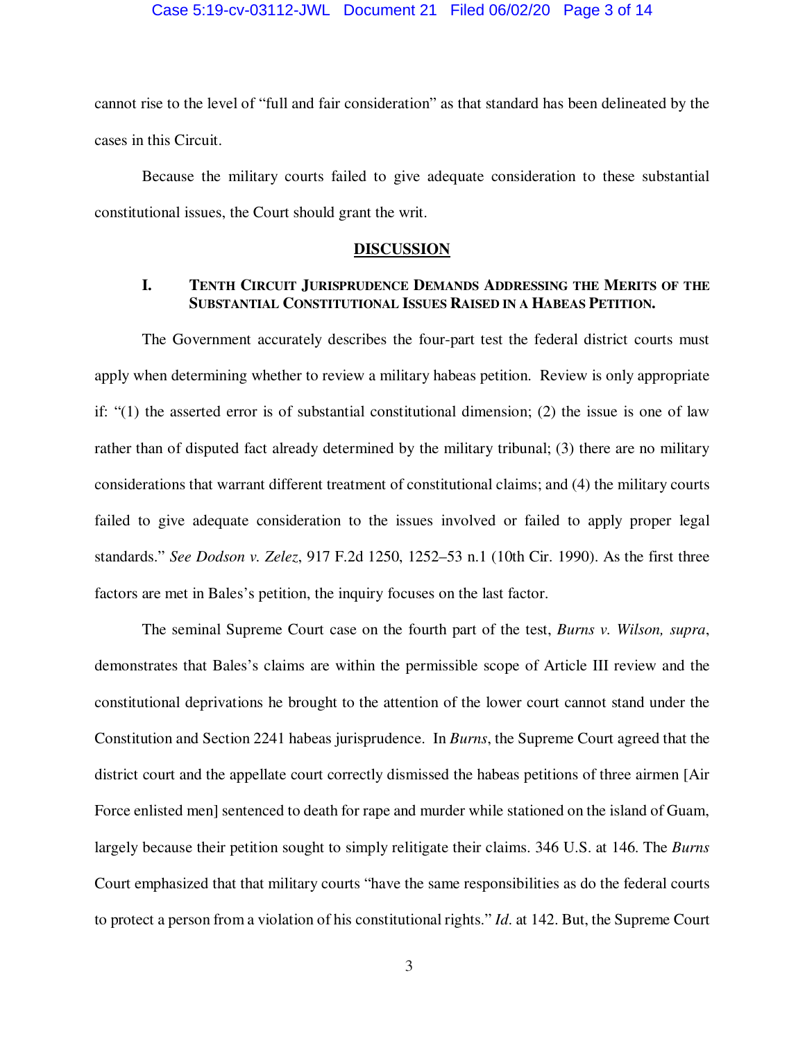cannot rise to the level of "full and fair consideration" as that standard has been delineated by the cases in this Circuit.

Because the military courts failed to give adequate consideration to these substantial constitutional issues, the Court should grant the writ.

## DISCUSSION

### I. TENTH CIRCUIT JURISPRUDENCE DEMANDS ADDRESSING THE MERITS OF THE SUBSTANTIAL CONSTITUTIONAL ISSUES RAISED IN A HABEAS PETITION.

The Government accurately describes the four-part test the federal district courts must apply when determining whether to review a military habeas petition. Review is only appropriate if: "(1) the asserted error is of substantial constitutional dimension; (2) the issue is one of law rather than of disputed fact already determined by the military tribunal; (3) there are no military considerations that warrant different treatment of constitutional claims; and (4) the military courts failed to give adequate consideration to the issues involved or failed to apply proper legal standards." *See Dodson v. Zelez*, 917 F.2d 1250, 1252–53 n.1 (10th Cir. 1990). As the first three factors are met in Bales's petition, the inquiry focuses on the last factor.

The seminal Supreme Court case on the fourth part of the test, *Burns v. Wilson, supra*, demonstrates that Bales's claims are within the permissible scope of Article III review and the constitutional deprivations he brought to the attention of the lower court cannot stand under the Constitution and Section 2241 habeas jurisprudence. In *Burns*, the Supreme Court agreed that the district court and the appellate court correctly dismissed the habeas petitions of three airmen [Air Force enlisted men] sentenced to death for rape and murder while stationed on the island of Guam, largely because their petition sought to simply relitigate their claims. 346 U.S. at 146. The *Burns* Court emphasized that that military courts "have the same responsibilities as do the federal courts to protect a person from a violation of his constitutional rights." *Id.* at 142. But, the Supreme Court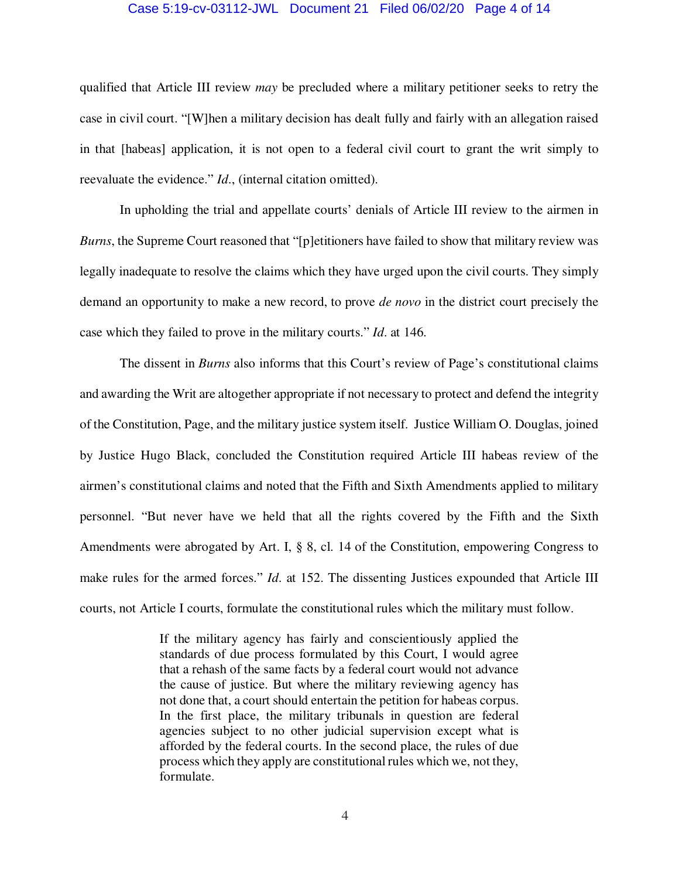qualified that Article III review *may* be precluded where a military petitioner seeks to retry the case in civil court. "[W]hen a military decision has dealt fully and fairly with an allegation raised in that [habeas] application, it is not open to a federal civil court to grant the writ simply to reevaluate the evidence." *Id.*, (internal citation omitted).

In upholding the trial and appellate courts' denials of Article III review to the airmen in *Burns*, the Supreme Court reasoned that "[p]etitioners have failed to show that military review was legally inadequate to resolve the claims which they have urged upon the civil courts. They simply demand an opportunity to make a new record, to prove *de novo* in the district court precisely the case which they failed to prove in the military courts." *Id.* at 146.

The dissent in *Burns* also informs that this Court's review of Page's constitutional claims and awarding the Writ are altogether appropriate if not necessary to protect and defend the integrity of the Constitution, Page, and the military justice system itself. Justice William O. Douglas, joined by Justice Hugo Black, concluded the Constitution required Article III habeas review of the airmen's constitutional claims and noted that the Fifth and Sixth Amendments applied to military personnel. "But never have we held that all the rights covered by the Fifth and the Sixth Amendments were abrogated by Art. I, § 8, cl. 14 of the Constitution, empowering Congress to make rules for the armed forces." *Id.* at 152. The dissenting Justices expounded that Article III courts, not Article I courts, formulate the constitutional rules which the military must follow.

> If the military agency has fairly and conscientiously applied the standards of due process formulated by this Court, I would agree that a rehash of the same facts by a federal court would not advance the cause of justice. But where the military reviewing agency has not done that, a court should entertain the petition for habeas corpus. In the first place, the military tribunals in question are federal agencies subject to no other judicial supervision except what is afforded by the federal courts. In the second place, the rules of due process which they apply are constitutional rules which we, not they, formulate.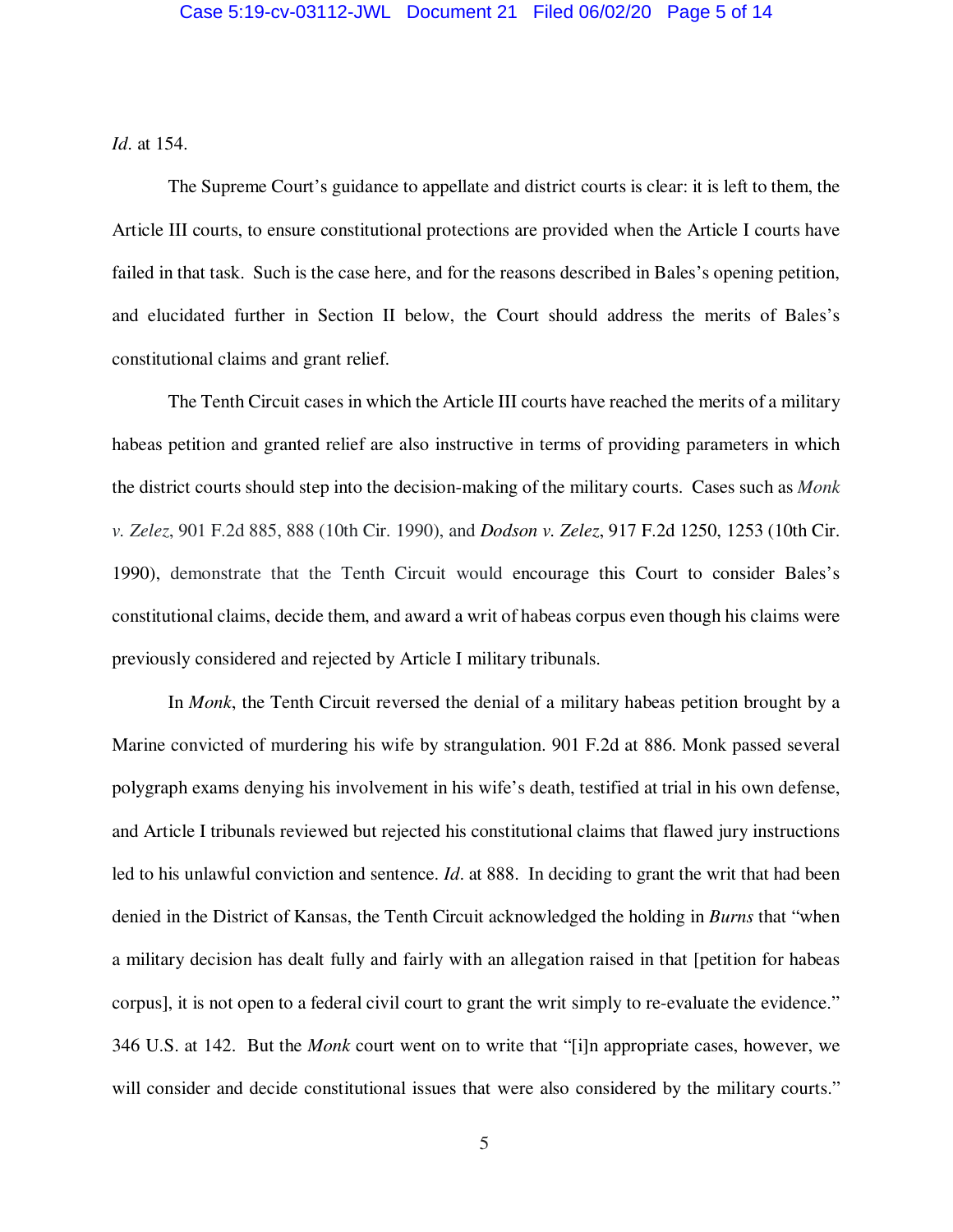*Id*. at 154.

The Supreme Court's guidance to appellate and district courts is clear: it is left to them, the Article III courts, to ensure constitutional protections are provided when the Article I courts have failed in that task. Such is the case here, and for the reasons described in Bales's opening petition, and elucidated further in Section II below, the Court should address the merits of Bales's constitutional claims and grant relief.

The Tenth Circuit cases in which the Article III courts have reached the merits of a military habeas petition and granted relief are also instructive in terms of providing parameters in which the district courts should step into the decision-making of the military courts. Cases such as *Monk v. Zelez*, 901 F.2d 885, 888 (10th Cir. 1990), and *Dodson v. Zelez*, 917 F.2d 1250, 1253 (10th Cir. 1990), demonstrate that the Tenth Circuit would encourage this Court to consider Bales's constitutional claims, decide them, and award a writ of habeas corpus even though his claims were previously considered and rejected by Article I military tribunals.

In *Monk*, the Tenth Circuit reversed the denial of a military habeas petition brought by a Marine convicted of murdering his wife by strangulation. 901 F.2d at 886. Monk passed several polygraph exams denying his involvement in his wife's death, testified at trial in his own defense, and Article I tribunals reviewed but rejected his constitutional claims that flawed jury instructions led to his unlawful conviction and sentence. *Id*. at 888. In deciding to grant the writ that had been denied in the District of Kansas, the Tenth Circuit acknowledged the holding in *Burns* that "when a military decision has dealt fully and fairly with an allegation raised in that [petition for habeas corpus], it is not open to a federal civil court to grant the writ simply to re-evaluate the evidence." 346 U.S. at 142. But the *Monk* court went on to write that "[i]n appropriate cases, however, we will consider and decide constitutional issues that were also considered by the military courts."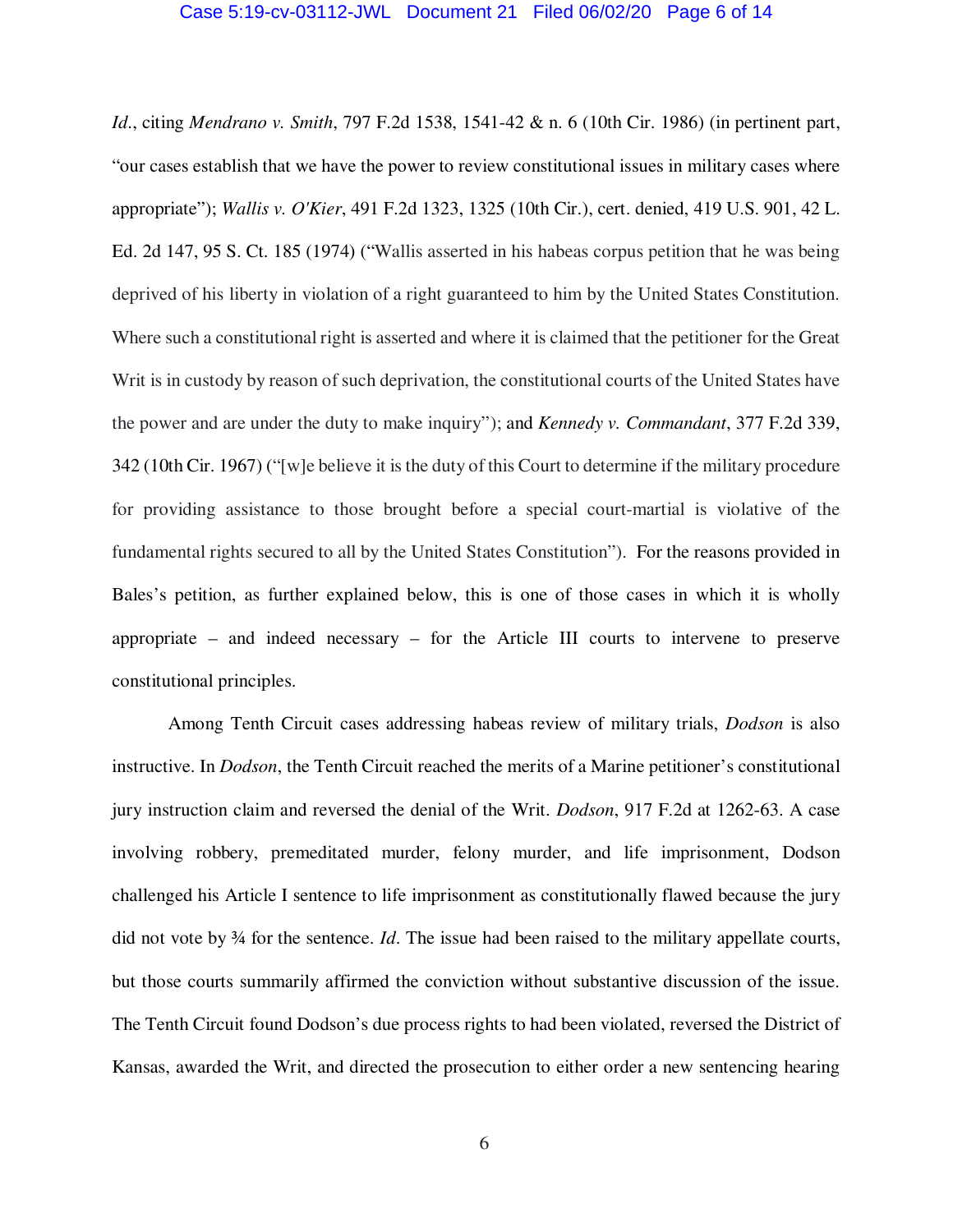*Id*., citing *Mendrano v. Smith*, 797 F.2d 1538, 1541-42 & n. 6 (10th Cir. 1986) (in pertinent part, "our cases establish that we have the power to review constitutional issues in military cases where appropriate"); *Wallis v. O'Kier*, 491 F.2d 1323, 1325 (10th Cir.), cert. denied, 419 U.S. 901, 42 L. Ed. 2d 147, 95 S. Ct. 185 (1974) ("Wallis asserted in his habeas corpus petition that he was being deprived of his liberty in violation of a right guaranteed to him by the United States Constitution. Where such a constitutional right is asserted and where it is claimed that the petitioner for the Great Writ is in custody by reason of such deprivation, the constitutional courts of the United States have the power and are under the duty to make inquiry"); and *Kennedy v. Commandant*, 377 F.2d 339, 342 (10th Cir. 1967) ("[w]e believe it is the duty of this Court to determine if the military procedure for providing assistance to those brought before a special court-martial is violative of the fundamental rights secured to all by the United States Constitution"). For the reasons provided in Bales's petition, as further explained below, this is one of those cases in which it is wholly appropriate – and indeed necessary – for the Article III courts to intervene to preserve constitutional principles.

Among Tenth Circuit cases addressing habeas review of military trials, *Dodson* is also instructive. In *Dodson*, the Tenth Circuit reached the merits of a Marine petitioner's constitutional jury instruction claim and reversed the denial of the Writ. *Dodson*, 917 F.2d at 1262-63. A case involving robbery, premeditated murder, felony murder, and life imprisonment, Dodson challenged his Article I sentence to life imprisonment as constitutionally flawed because the jury did not vote by ¾ for the sentence. *Id*. The issue had been raised to the military appellate courts, but those courts summarily affirmed the conviction without substantive discussion of the issue. The Tenth Circuit found Dodson's due process rights to had been violated, reversed the District of Kansas, awarded the Writ, and directed the prosecution to either order a new sentencing hearing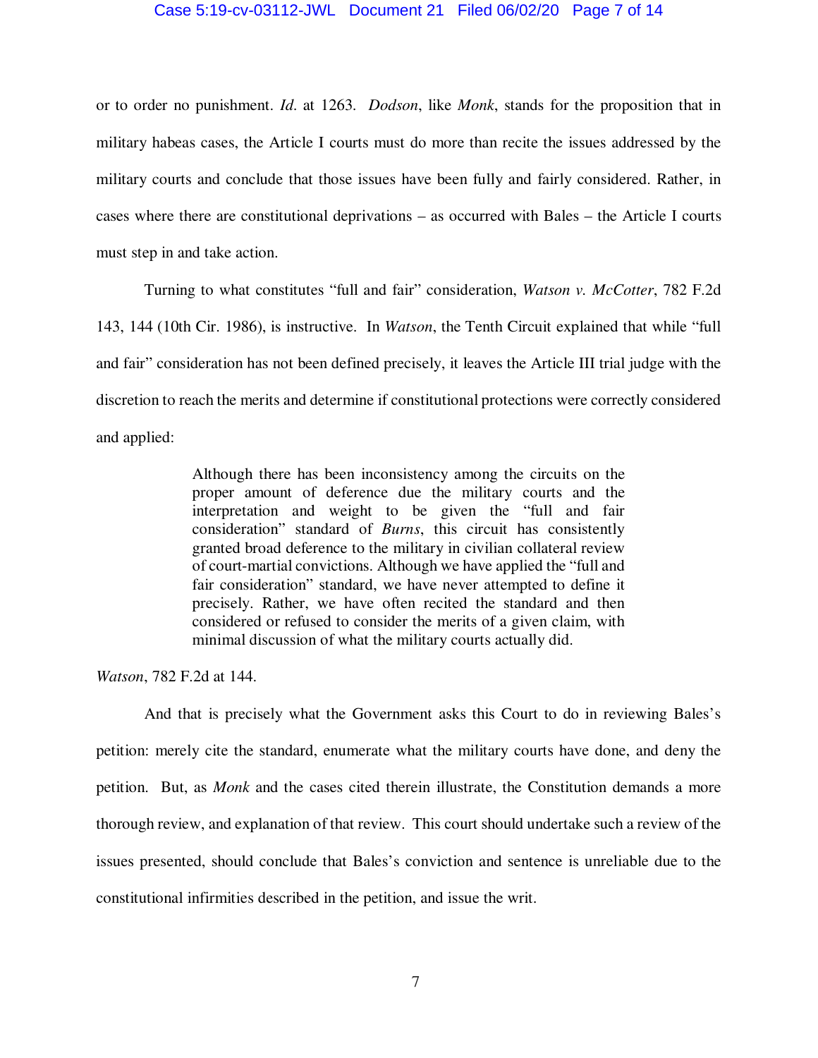or to order no punishment. *Id.* at 1263. *Dodson*, like *Monk*, stands for the proposition that in military habeas cases, the Article I courts must do more than recite the issues addressed by the military courts and conclude that those issues have been fully and fairly considered. Rather, in cases where there are constitutional deprivations – as occurred with Bales – the Article I courts must step in and take action.

Turning to what constitutes "full and fair" consideration, *Watson v. McCotter*, 782 F.2d 143, 144 (10th Cir. 1986), is instructive. In *Watson*, the Tenth Circuit explained that while "full and fair" consideration has not been defined precisely, it leaves the Article III trial judge with the discretion to reach the merits and determine if constitutional protections were correctly considered and applied:

> Although there has been inconsistency among the circuits on the proper amount of deference due the military courts and the interpretation and weight to be given the "full and fair consideration" standard of *Burns*, this circuit has consistently granted broad deference to the military in civilian collateral review of court-martial convictions. Although we have applied the "full and fair consideration" standard, we have never attempted to define it precisely. Rather, we have often recited the standard and then considered or refused to consider the merits of a given claim, with minimal discussion of what the military courts actually did.

*Watson*, 782 F.2d at 144.

And that is precisely what the Government asks this Court to do in reviewing Bales's petition: merely cite the standard, enumerate what the military courts have done, and deny the petition. But, as *Monk* and the cases cited therein illustrate, the Constitution demands a more thorough review, and explanation of that review. This court should undertake such a review of the issues presented, should conclude that Bales's conviction and sentence is unreliable due to the constitutional infirmities described in the petition, and issue the writ.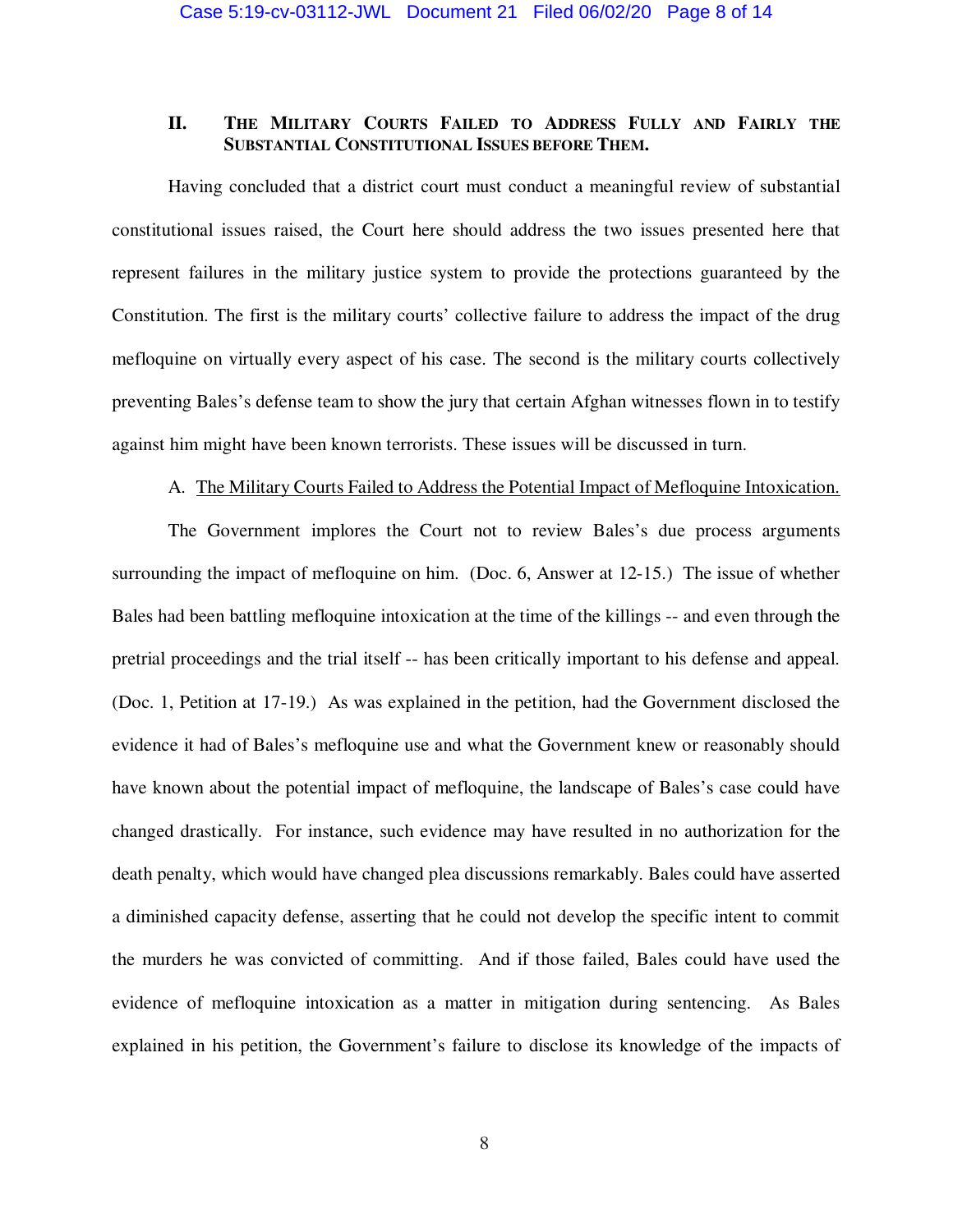## II. The Military Courts Failed to Address Fully and Fairly the Substantial Constitutional Issues before Them.

Having concluded that a district court must conduct a meaningful review of substantial constitutional issues raised, the Court here should address the two issues presented here that represent failures in the military justice system to provide the protections guaranteed by the Constitution. The first is the military courts' collective failure to address the impact of the drug mefloquine on virtually every aspect of his case. The second is the military courts collectively preventing Bales's defense team to show the jury that certain Afghan witnesses flown in to testify against him might have been known terrorists. These issues will be discussed in turn.

### A. The Military Courts Failed to Address the Potential Impact of Mefloquine Intoxication.

The Government implores the Court not to review Bales's due process arguments surrounding the impact of mefloquine on him. (Doc. 6, Answer at 12-15.) The issue of whether Bales had been battling mefloquine intoxication at the time of the killings -- and even through the pretrial proceedings and the trial itself -- has been critically important to his defense and appeal. (Doc. 1, Petition at 17-19.) As was explained in the petition, had the Government disclosed the evidence it had of Bales's mefloquine use and what the Government knew or reasonably should have known about the potential impact of mefloquine, the landscape of Bales's case could have changed drastically. For instance, such evidence may have resulted in no authorization for the death penalty, which would have changed plea discussions remarkably. Bales could have asserted a diminished capacity defense, asserting that he could not develop the specific intent to commit the murders he was convicted of committing. And if those failed, Bales could have used the evidence of mefloquine intoxication as a matter in mitigation during sentencing. As Bales explained in his petition, the Government's failure to disclose its knowledge of the impacts of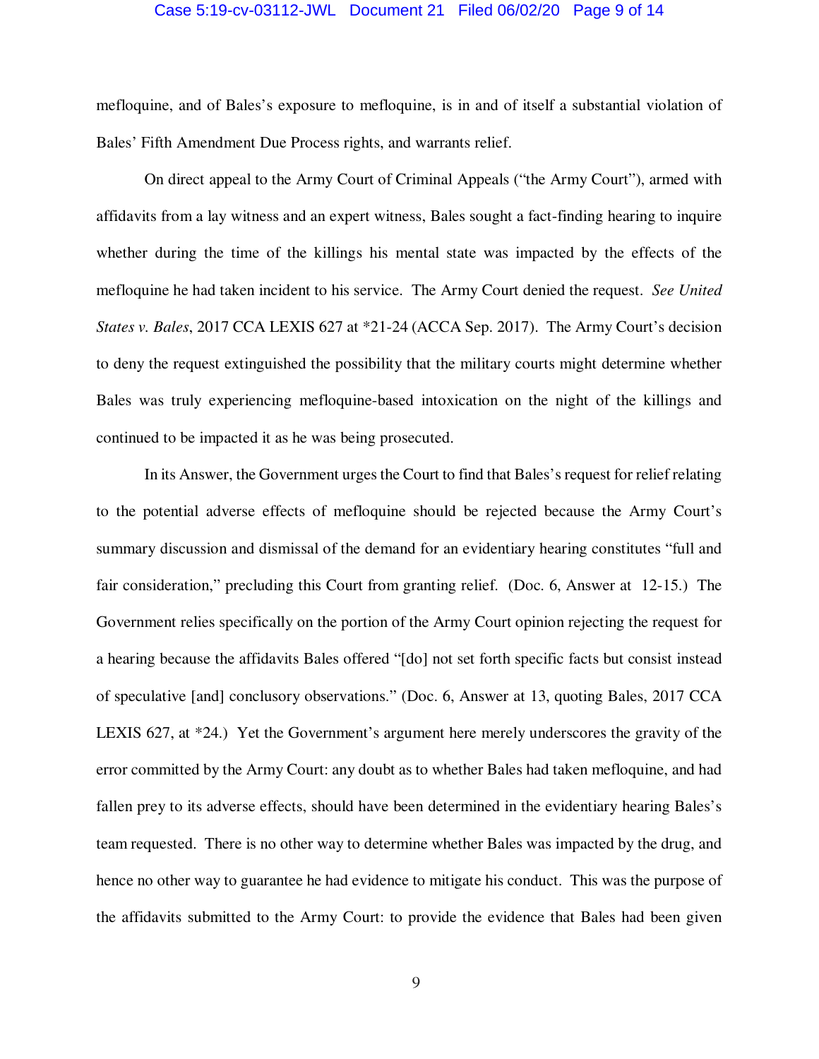mefloquine, and of Bales's exposure to mefloquine, is in and of itself a substantial violation of Bales' Fifth Amendment Due Process rights, and warrants relief.

On direct appeal to the Army Court of Criminal Appeals ("the Army Court"), armed with affidavits from a lay witness and an expert witness, Bales sought a fact-finding hearing to inquire whether during the time of the killings his mental state was impacted by the effects of the mefloquine he had taken incident to his service. The Army Court denied the request. *See United States v. Bales*, 2017 CCA LEXIS 627 at *21-24 (ACCA Sep. 2017). The Army Court's decision to deny the request extinguished the possibility that the military courts might determine whether Bales was truly experiencing mefloquine-based intoxication on the night of the killings and continued to be impacted it as he was being prosecuted.

In its Answer, the Government urges the Court to find that Bales's request for relief relating to the potential adverse effects of mefloquine should be rejected because the Army Court's summary discussion and dismissal of the demand for an evidentiary hearing constitutes "full and fair consideration," precluding this Court from granting relief. (Doc. 6, Answer at 12-15.) The Government relies specifically on the portion of the Army Court opinion rejecting the request for a hearing because the affidavits Bales offered "[do] not set forth specific facts but consist instead of speculative [and] conclusory observations." (Doc. 6, Answer at 13, quoting Bales, 2017 CCA LEXIS 627, at *24.) Yet the Government's argument here merely underscores the gravity of the error committed by the Army Court: any doubt as to whether Bales had taken mefloquine, and had fallen prey to its adverse effects, should have been determined in the evidentiary hearing Bales's team requested. There is no other way to determine whether Bales was impacted by the drug, and hence no other way to guarantee he had evidence to mitigate his conduct. This was the purpose of the affidavits submitted to the Army Court: to provide the evidence that Bales had been given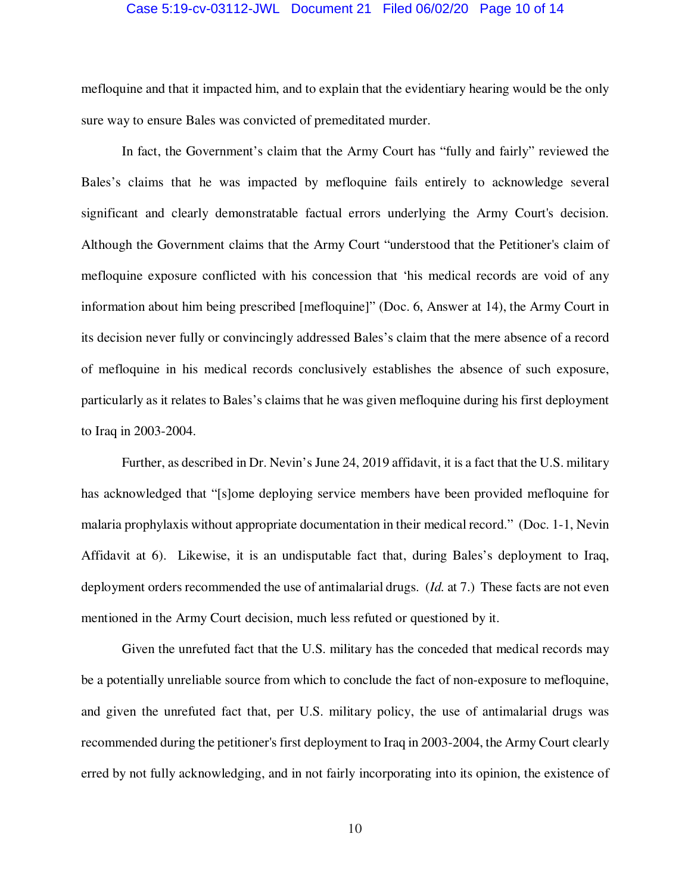mefloquine and that it impacted him, and to explain that the evidentiary hearing would be the only sure way to ensure Bales was convicted of premeditated murder.

In fact, the Government's claim that the Army Court has "fully and fairly" reviewed the Bales's claims that he was impacted by mefloquine fails entirely to acknowledge several significant and clearly demonstratable factual errors underlying the Army Court's decision. Although the Government claims that the Army Court "understood that the Petitioner's claim of mefloquine exposure conflicted with his concession that 'his medical records are void of any information about him being prescribed [mefloquine]" (Doc. 6, Answer at 14), the Army Court in its decision never fully or convincingly addressed Bales's claim that the mere absence of a record of mefloquine in his medical records conclusively establishes the absence of such exposure, particularly as it relates to Bales's claims that he was given mefloquine during his first deployment to Iraq in 2003-2004.

Further, as described in Dr. Nevin's June 24, 2019 affidavit, it is a fact that the U.S. military has acknowledged that "[s]ome deploying service members have been provided mefloquine for malaria prophylaxis without appropriate documentation in their medical record." (Doc. 1-1, Nevin Affidavit at 6). Likewise, it is an undisputable fact that, during Bales's deployment to Iraq, deployment orders recommended the use of antimalarial drugs. (*Id.* at 7.) These facts are not even mentioned in the Army Court decision, much less refuted or questioned by it.

Given the unrefuted fact that the U.S. military has the conceded that medical records may be a potentially unreliable source from which to conclude the fact of non-exposure to mefloquine, and given the unrefuted fact that, per U.S. military policy, the use of antimalarial drugs was recommended during the petitioner's first deployment to Iraq in 2003-2004, the Army Court clearly erred by not fully acknowledging, and in not fairly incorporating into its opinion, the existence of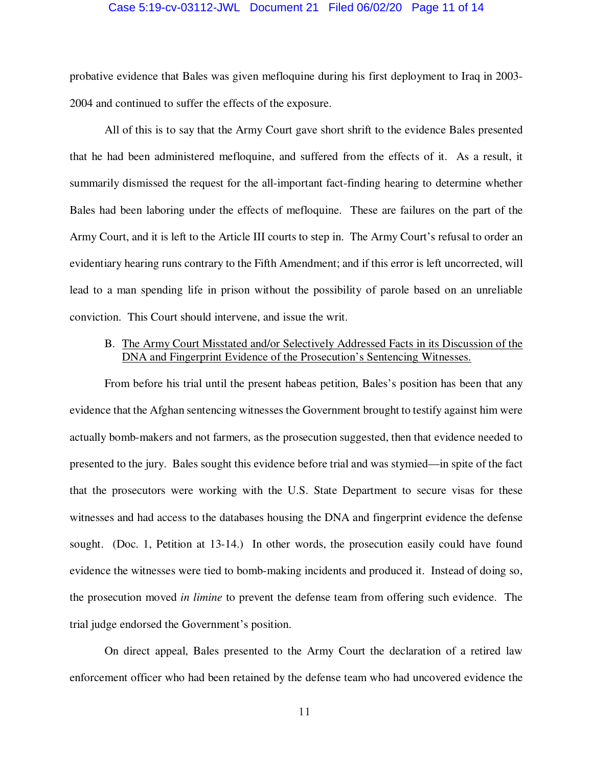probative evidence that Bales was given mefloquine during his first deployment to Iraq in 2003-2004 and continued to suffer the effects of the exposure.

All of this is to say that the Army Court gave short shrift to the evidence Bales presented that he had been administered mefloquine, and suffered from the effects of it. As a result, it summarily dismissed the request for the all-important fact-finding hearing to determine whether Bales had been laboring under the effects of mefloquine. These are failures on the part of the Army Court, and it is left to the Article III courts to step in. The Army Court's refusal to order an evidentiary hearing runs contrary to the Fifth Amendment; and if this error is left uncorrected, will lead to a man spending life in prison without the possibility of parole based on an unreliable conviction. This Court should intervene, and issue the writ.

B. <u>The Army Court Misstated and/or Selectively Addressed Facts in its Discussion of the DNA and Fingerprint Evidence of the Prosecution's Sentencing Witnesses.</u>

From before his trial until the present habeas petition, Bales's position has been that any evidence that the Afghan sentencing witnesses the Government brought to testify against him were actually bomb-makers and not farmers, as the prosecution suggested, then that evidence needed to presented to the jury. Bales sought this evidence before trial and was stymied—in spite of the fact that the prosecutors were working with the U.S. State Department to secure visas for these witnesses and had access to the databases housing the DNA and fingerprint evidence the defense sought. (Doc. 1, Petition at 13-14.) In other words, the prosecution easily could have found evidence the witnesses were tied to bomb-making incidents and produced it. Instead of doing so, the prosecution moved *in limine* to prevent the defense team from offering such evidence. The trial judge endorsed the Government's position.

On direct appeal, Bales presented to the Army Court the declaration of a retired law enforcement officer who had been retained by the defense team who had uncovered evidence the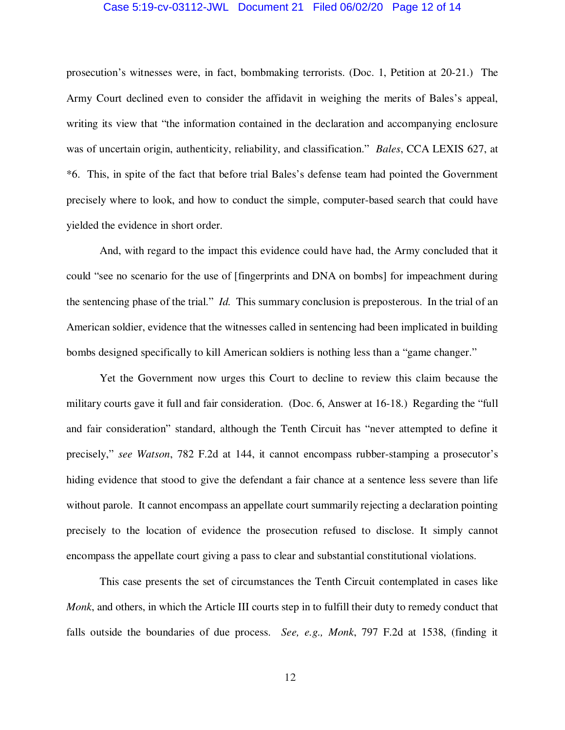prosecution's witnesses were, in fact, bombmaking terrorists. (Doc. 1, Petition at 20-21.) The Army Court declined even to consider the affidavit in weighing the merits of Bales's appeal, writing its view that "the information contained in the declaration and accompanying enclosure was of uncertain origin, authenticity, reliability, and classification." *Bales*, CCA LEXIS 627, at *6. This, in spite of the fact that before trial Bales's defense team had pointed the Government precisely where to look, and how to conduct the simple, computer-based search that could have yielded the evidence in short order.

And, with regard to the impact this evidence could have had, the Army concluded that it could "see no scenario for the use of [fingerprints and DNA on bombs] for impeachment during the sentencing phase of the trial." *Id.* This summary conclusion is preposterous. In the trial of an American soldier, evidence that the witnesses called in sentencing had been implicated in building bombs designed specifically to kill American soldiers is nothing less than a "game changer."

Yet the Government now urges this Court to decline to review this claim because the military courts gave it full and fair consideration. (Doc. 6, Answer at 16-18.) Regarding the "full and fair consideration" standard, although the Tenth Circuit has "never attempted to define it precisely," *see Watson*, 782 F.2d at 144, it cannot encompass rubber-stamping a prosecutor's hiding evidence that stood to give the defendant a fair chance at a sentence less severe than life without parole. It cannot encompass an appellate court summarily rejecting a declaration pointing precisely to the location of evidence the prosecution refused to disclose. It simply cannot encompass the appellate court giving a pass to clear and substantial constitutional violations.

This case presents the set of circumstances the Tenth Circuit contemplated in cases like *Monk*, and others, in which the Article III courts step in to fulfill their duty to remedy conduct that falls outside the boundaries of due process. *See, e.g., Monk*, 797 F.2d at 1538, (finding it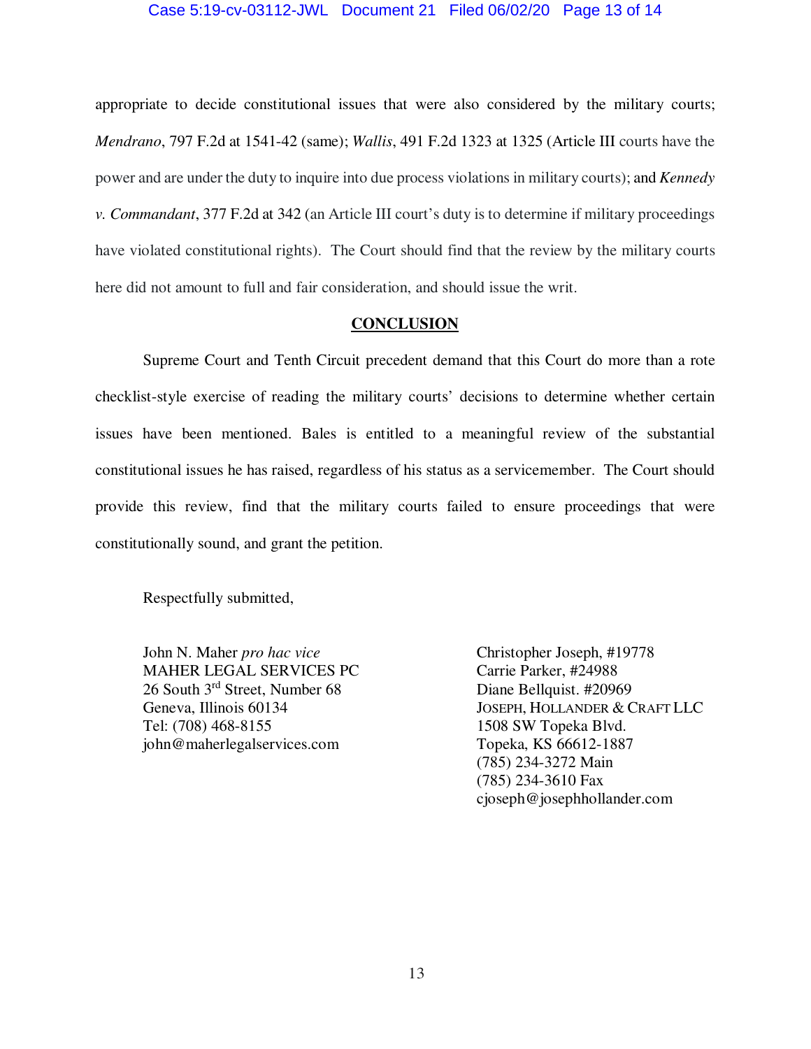appropriate to decide constitutional issues that were also considered by the military courts; *Mendrano*, 797 F.2d at 1541-42 (same); *Wallis*, 491 F.2d 1323 at 1325 (Article III courts have the power and are under the duty to inquire into due process violations in military courts); and *Kennedy v. Commandant*, 377 F.2d at 342 (an Article III court's duty is to determine if military proceedings have violated constitutional rights). The Court should find that the review by the military courts here did not amount to full and fair consideration, and should issue the writ.

## CONCLUSION

Supreme Court and Tenth Circuit precedent demand that this Court do more than a rote checklist-style exercise of reading the military courts' decisions to determine whether certain issues have been mentioned. Bales is entitled to a meaningful review of the substantial constitutional issues he has raised, regardless of his status as a servicemember. The Court should provide this review, find that the military courts failed to ensure proceedings that were constitutionally sound, and grant the petition.

Respectfully submitted,

John N. Maher *pro hac vice*
MAHER LEGAL SERVICES PC
26 South 3rd Street, Number 68
Geneva, Illinois 60134
Tel: (708) 468-8155
john@maherlegalservices.com

Christopher Joseph, #19778
Carrie Parker, #24988
Diane Bellquist. #20969
JOSEPH, HOLLANDER & CRAFT LLC
1508 SW Topeka Blvd.
Topeka, KS 66612-1887
(785) 234-3272 Main
(785) 234-3610 Fax
cjoseph@josephhollander.com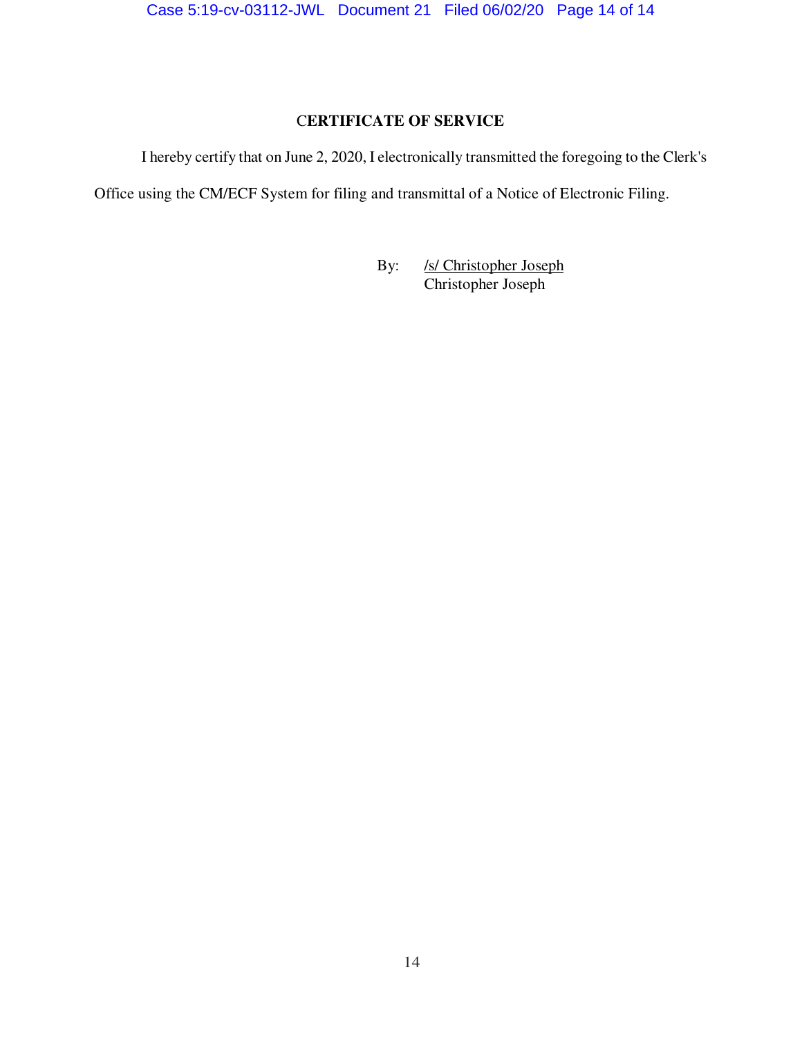## CERTIFICATE OF SERVICE

I hereby certify that on June 2, 2020, I electronically transmitted the foregoing to the Clerk's Office using the CM/ECF System for filing and transmittal of a Notice of Electronic Filing.

By: /s/ Christopher Joseph
Christopher Joseph